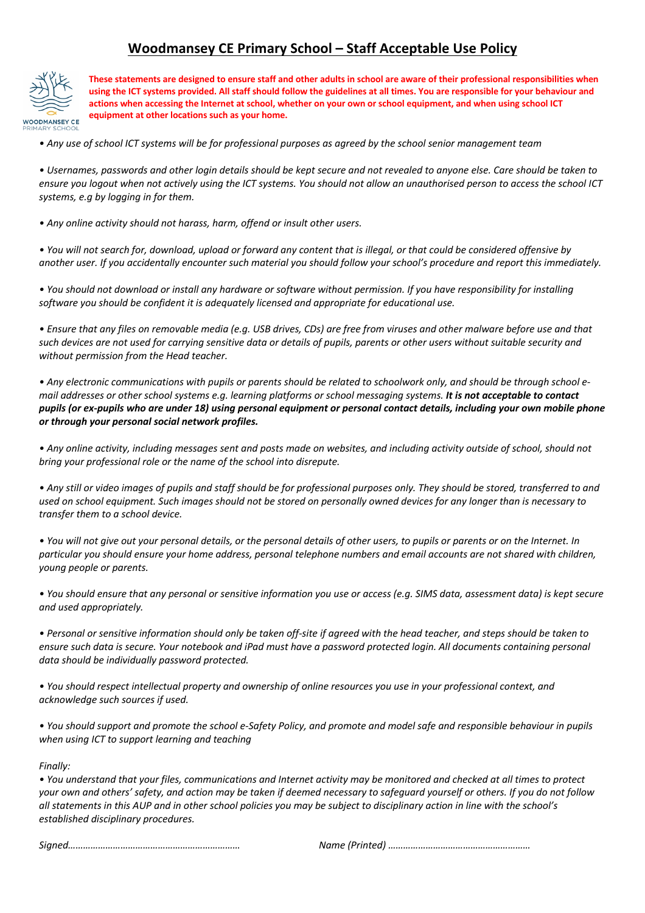# Woodmansey CE Primary School – Staff Acceptable Use Policy

**These statements are designed to ensure staff and other adults in school are aware of their professional responsibilities when using the ICT systems provided. All staff should follow the guidelines at all times. You are responsible for your behaviour and actions when accessing the Internet at school, whether on your own or school equipment, and when using school ICT equipment at other locations such as your home.**

*• Any use of school ICT systems will be for professional purposes as agreed by the school senior management team*

*• Usernames, passwords and other login details should be kept secure and not revealed to anyone else. Care should be taken to ensure you logout when not actively using the ICT systems. You should not allow an unauthorised person to access the school ICT systems, e.g by logging in for them.*

*• Any online activity should not harass, harm, offend or insult other users.*

*• You will not search for, download, upload or forward any content that is illegal, or that could be considered offensive by another user. If you accidentally encounter such material you should follow your school's procedure and report this immediately.*

*• You should not download or install any hardware or software without permission. If you have responsibility for installing software you should be confident it is adequately licensed and appropriate for educational use.*

*• Ensure that any files on removable media (e.g. USB drives, CDs) are free from viruses and other malware before use and that such devices are not used for carrying sensitive data or details of pupils, parents or other users without suitable security and without permission from the Head teacher.*

*• Any electronic communications with pupils or parents should be related to schoolwork only, and should be through school e-mail addresses or other school systems e.g. learning platforms or school messaging systems.* ***It is not acceptable to contact pupils (or ex-pupils who are under 18) using personal equipment or personal contact details, including your own mobile phone or through your personal social network profiles.***

*• Any online activity, including messages sent and posts made on websites, and including activity outside of school, should not bring your professional role or the name of the school into disrepute.*

*• Any still or video images of pupils and staff should be for professional purposes only. They should be stored, transferred to and used on school equipment. Such images should not be stored on personally owned devices for any longer than is necessary to transfer them to a school device.*

*• You will not give out your personal details, or the personal details of other users, to pupils or parents or on the Internet. In particular you should ensure your home address, personal telephone numbers and email accounts are not shared with children, young people or parents.*

*• You should ensure that any personal or sensitive information you use or access (e.g. SIMS data, assessment data) is kept secure and used appropriately.*

*• Personal or sensitive information should only be taken off-site if agreed with the head teacher, and steps should be taken to ensure such data is secure. Your notebook and iPad must have a password protected login. All documents containing personal data should be individually password protected.*

*• You should respect intellectual property and ownership of online resources you use in your professional context, and acknowledge such sources if used.*

*• You should support and promote the school e-Safety Policy, and promote and model safe and responsible behaviour in pupils when using ICT to support learning and teaching*

*Finally:*

*• You understand that your files, communications and Internet activity may be monitored and checked at all times to protect your own and others' safety, and action may be taken if deemed necessary to safeguard yourself or others. If you do not follow all statements in this AUP and in other school policies you may be subject to disciplinary action in line with the school's established disciplinary procedures.*

*Signed…………………………………………………………* *Name (Printed) ………………………………………………*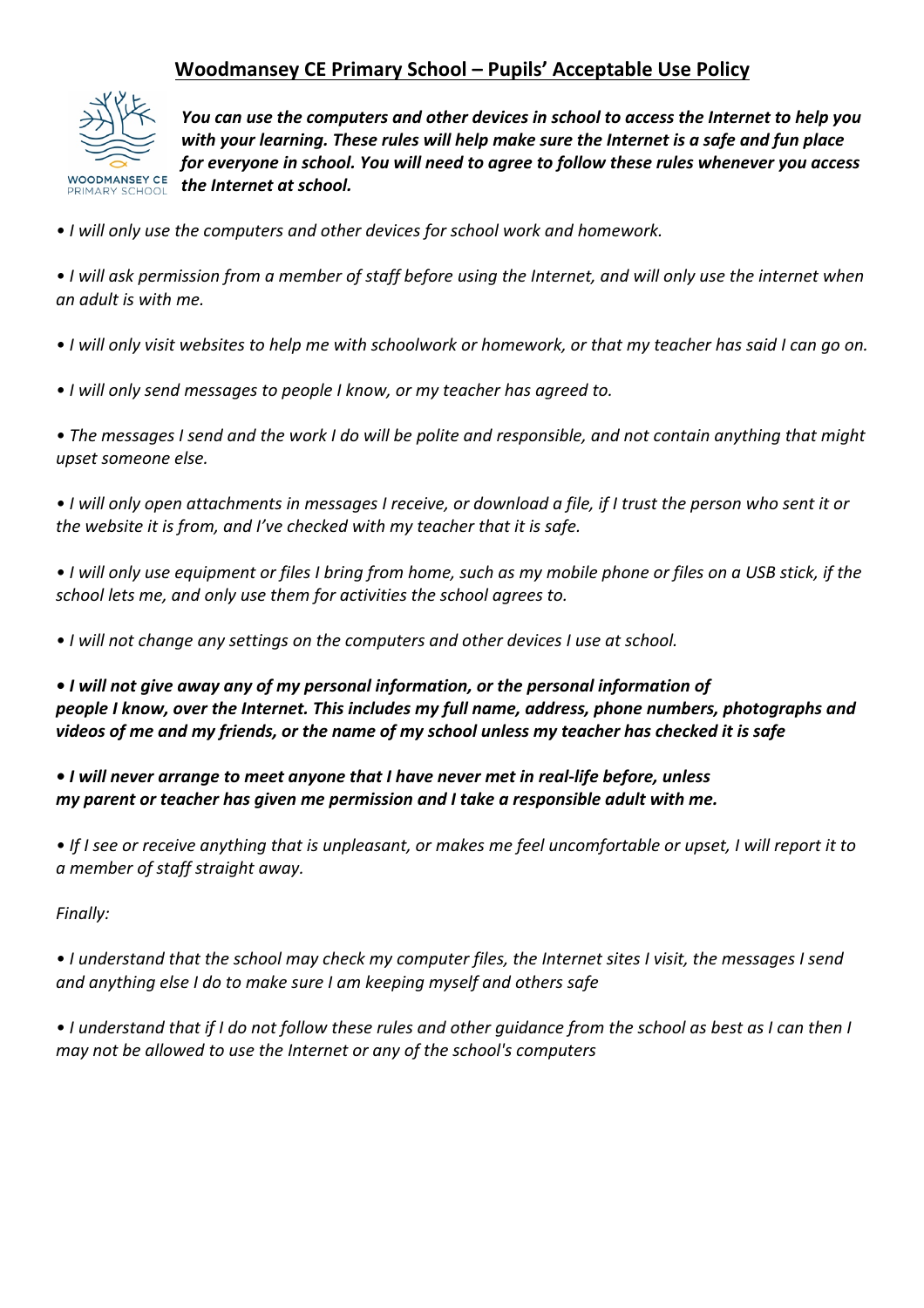# Woodmansey CE Primary School – Pupils' Acceptable Use Policy

WOODMANSEY CE PRIMARY SCHOOL

***You can use the computers and other devices in school to access the Internet to help you with your learning. These rules will help make sure the Internet is a safe and fun place for everyone in school. You will need to agree to follow these rules whenever you access the Internet at school.***

- *I will only use the computers and other devices for school work and homework.*
- *I will ask permission from a member of staff before using the Internet, and will only use the internet when an adult is with me.*
- *I will only visit websites to help me with schoolwork or homework, or that my teacher has said I can go on.*
- *I will only send messages to people I know, or my teacher has agreed to.*
- *The messages I send and the work I do will be polite and responsible, and not contain anything that might upset someone else.*
- *I will only open attachments in messages I receive, or download a file, if I trust the person who sent it or the website it is from, and I've checked with my teacher that it is safe.*
- *I will only use equipment or files I bring from home, such as my mobile phone or files on a USB stick, if the school lets me, and only use them for activities the school agrees to.*
- *I will not change any settings on the computers and other devices I use at school.*
- ***I will not give away any of my personal information, or the personal information of people I know, over the Internet. This includes my full name, address, phone numbers, photographs and videos of me and my friends, or the name of my school unless my teacher has checked it is safe***
- ***I will never arrange to meet anyone that I have never met in real-life before, unless my parent or teacher has given me permission and I take a responsible adult with me.***
- *If I see or receive anything that is unpleasant, or makes me feel uncomfortable or upset, I will report it to a member of staff straight away.*

*Finally:*

- *I understand that the school may check my computer files, the Internet sites I visit, the messages I send and anything else I do to make sure I am keeping myself and others safe*
- *I understand that if I do not follow these rules and other guidance from the school as best as I can then I may not be allowed to use the Internet or any of the school's computers*